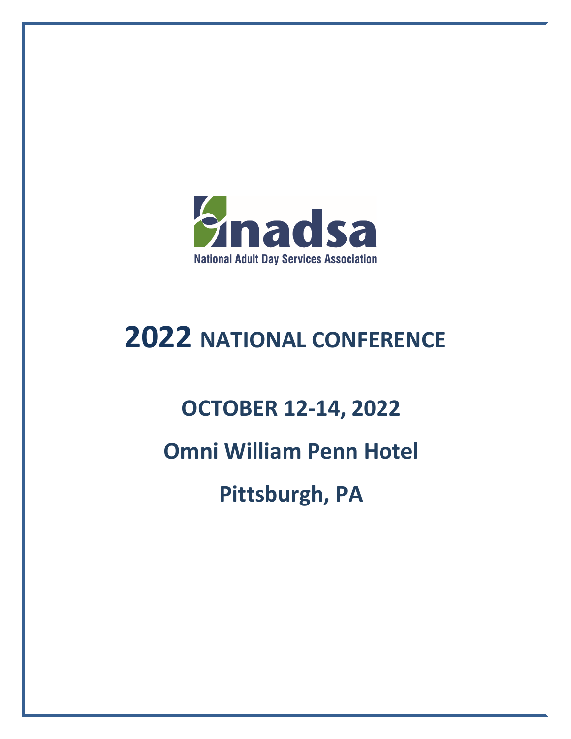nadsa

National Adult Day Services Association

# 2022 NATIONAL CONFERENCE

## OCTOBER 12-14, 2022

## Omni William Penn Hotel

## Pittsburgh, PA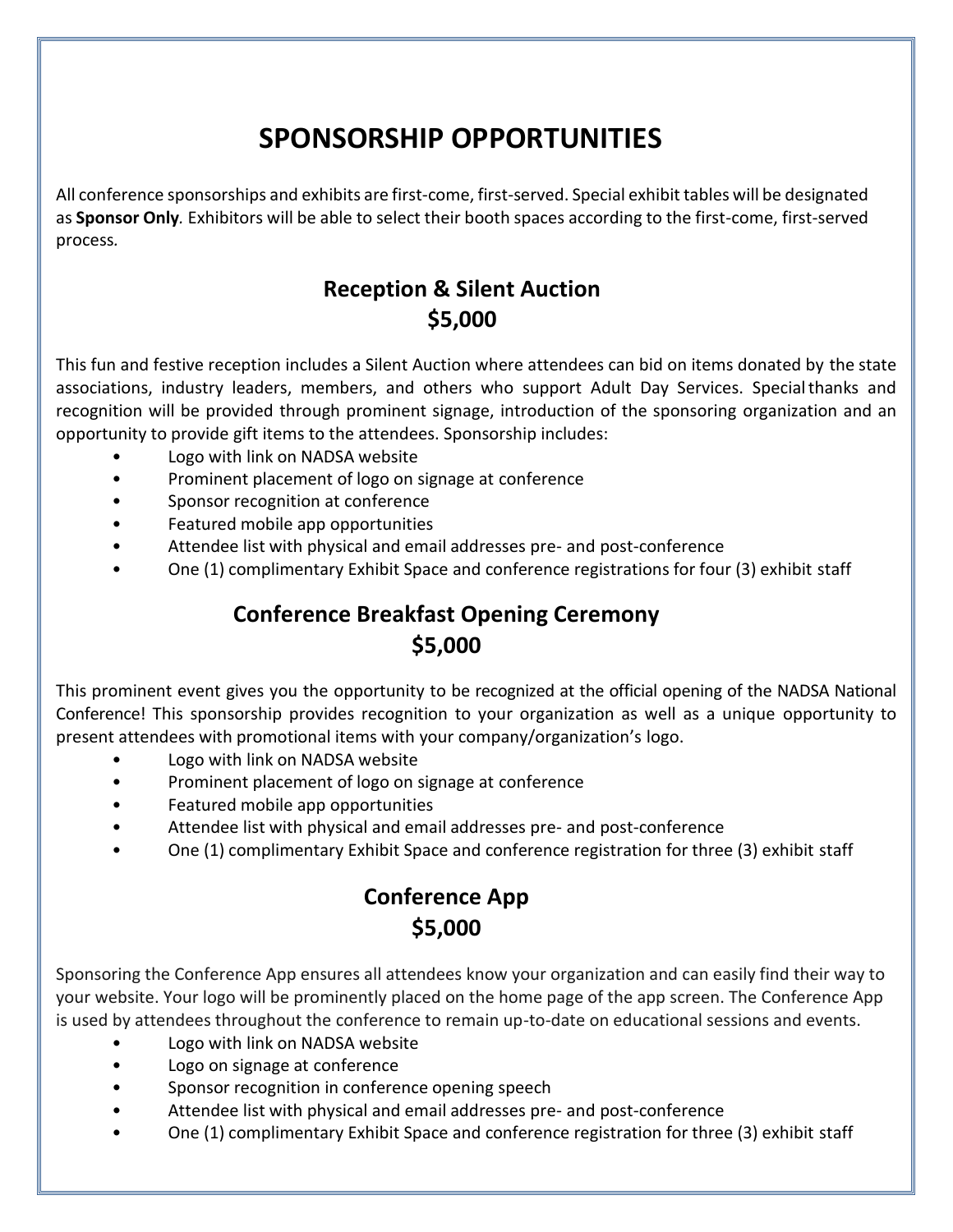# SPONSORSHIP OPPORTUNITIES

All conference sponsorships and exhibits are first-come, first-served. Special exhibit tables will be designated as **Sponsor Only**. Exhibitors will be able to select their booth spaces according to the first-come, first-served process.

## Reception & Silent Auction
## $5,000

This fun and festive reception includes a Silent Auction where attendees can bid on items donated by the state associations, industry leaders, members, and others who support Adult Day Services. Special thanks and recognition will be provided through prominent signage, introduction of the sponsoring organization and an opportunity to provide gift items to the attendees. Sponsorship includes:

- Logo with link on NADSA website
- Prominent placement of logo on signage at conference
- Sponsor recognition at conference
- Featured mobile app opportunities
- Attendee list with physical and email addresses pre- and post-conference
- One (1) complimentary Exhibit Space and conference registrations for four (3) exhibit staff

## Conference Breakfast Opening Ceremony
## $5,000

This prominent event gives you the opportunity to be recognized at the official opening of the NADSA National Conference! This sponsorship provides recognition to your organization as well as a unique opportunity to present attendees with promotional items with your company/organization's logo.

- Logo with link on NADSA website
- Prominent placement of logo on signage at conference
- Featured mobile app opportunities
- Attendee list with physical and email addresses pre- and post-conference
- One (1) complimentary Exhibit Space and conference registration for three (3) exhibit staff

## Conference App
## $5,000

Sponsoring the Conference App ensures all attendees know your organization and can easily find their way to your website. Your logo will be prominently placed on the home page of the app screen. The Conference App is used by attendees throughout the conference to remain up-to-date on educational sessions and events.

- Logo with link on NADSA website
- Logo on signage at conference
- Sponsor recognition in conference opening speech
- Attendee list with physical and email addresses pre- and post-conference
- One (1) complimentary Exhibit Space and conference registration for three (3) exhibit staff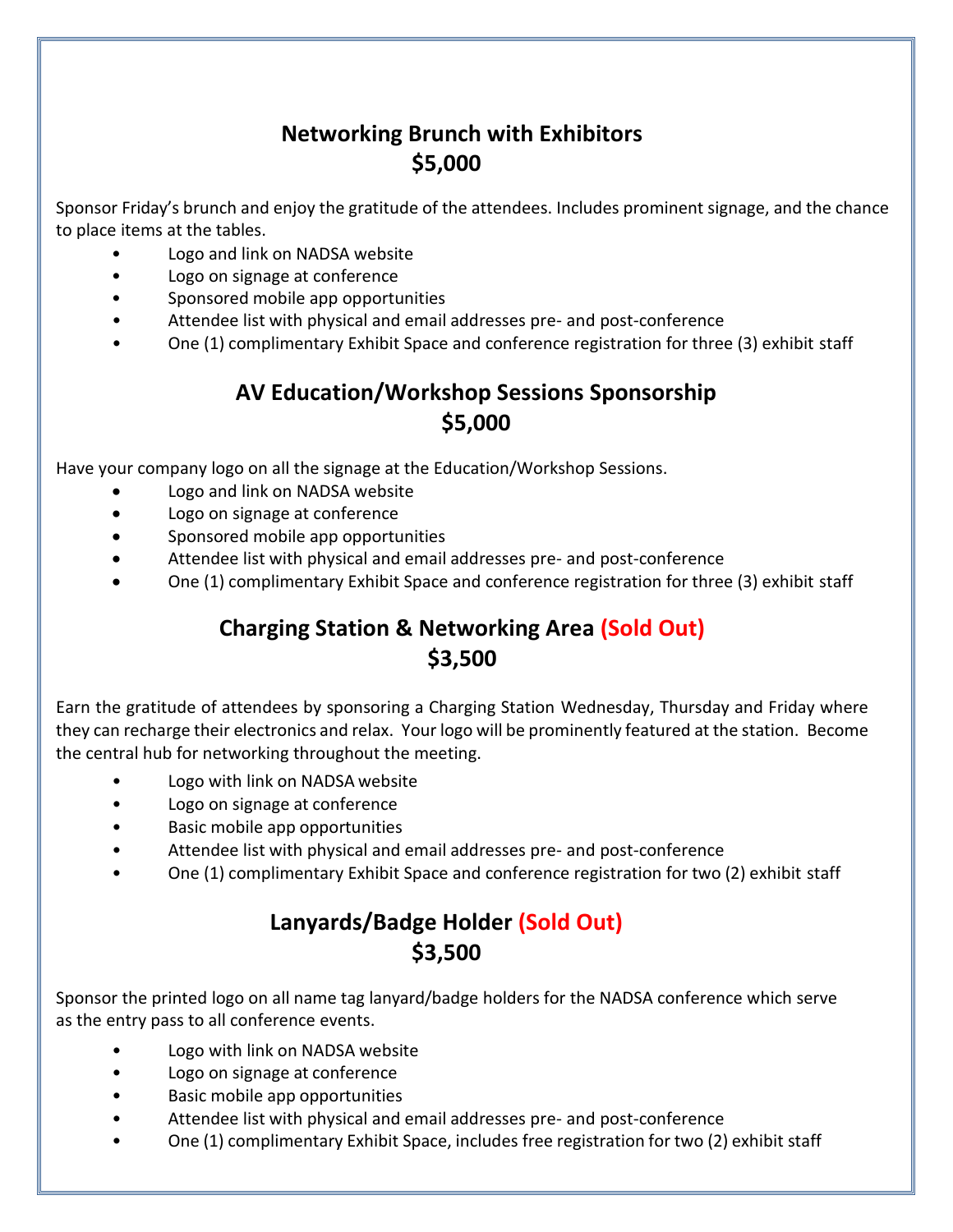## Networking Brunch with Exhibitors
## $5,000

Sponsor Friday's brunch and enjoy the gratitude of the attendees. Includes prominent signage, and the chance to place items at the tables.

- Logo and link on NADSA website
- Logo on signage at conference
- Sponsored mobile app opportunities
- Attendee list with physical and email addresses pre- and post-conference
- One (1) complimentary Exhibit Space and conference registration for three (3) exhibit staff

## AV Education/Workshop Sessions Sponsorship
## $5,000

Have your company logo on all the signage at the Education/Workshop Sessions.

- Logo and link on NADSA website
- Logo on signage at conference
- Sponsored mobile app opportunities
- Attendee list with physical and email addresses pre- and post-conference
- One (1) complimentary Exhibit Space and conference registration for three (3) exhibit staff

## Charging Station & Networking Area (Sold Out)
## $3,500

Earn the gratitude of attendees by sponsoring a Charging Station Wednesday, Thursday and Friday where they can recharge their electronics and relax. Your logo will be prominently featured at the station. Become the central hub for networking throughout the meeting.

- Logo with link on NADSA website
- Logo on signage at conference
- Basic mobile app opportunities
- Attendee list with physical and email addresses pre- and post-conference
- One (1) complimentary Exhibit Space and conference registration for two (2) exhibit staff

## Lanyards/Badge Holder (Sold Out)
## $3,500

Sponsor the printed logo on all name tag lanyard/badge holders for the NADSA conference which serve as the entry pass to all conference events.

- Logo with link on NADSA website
- Logo on signage at conference
- Basic mobile app opportunities
- Attendee list with physical and email addresses pre- and post-conference
- One (1) complimentary Exhibit Space, includes free registration for two (2) exhibit staff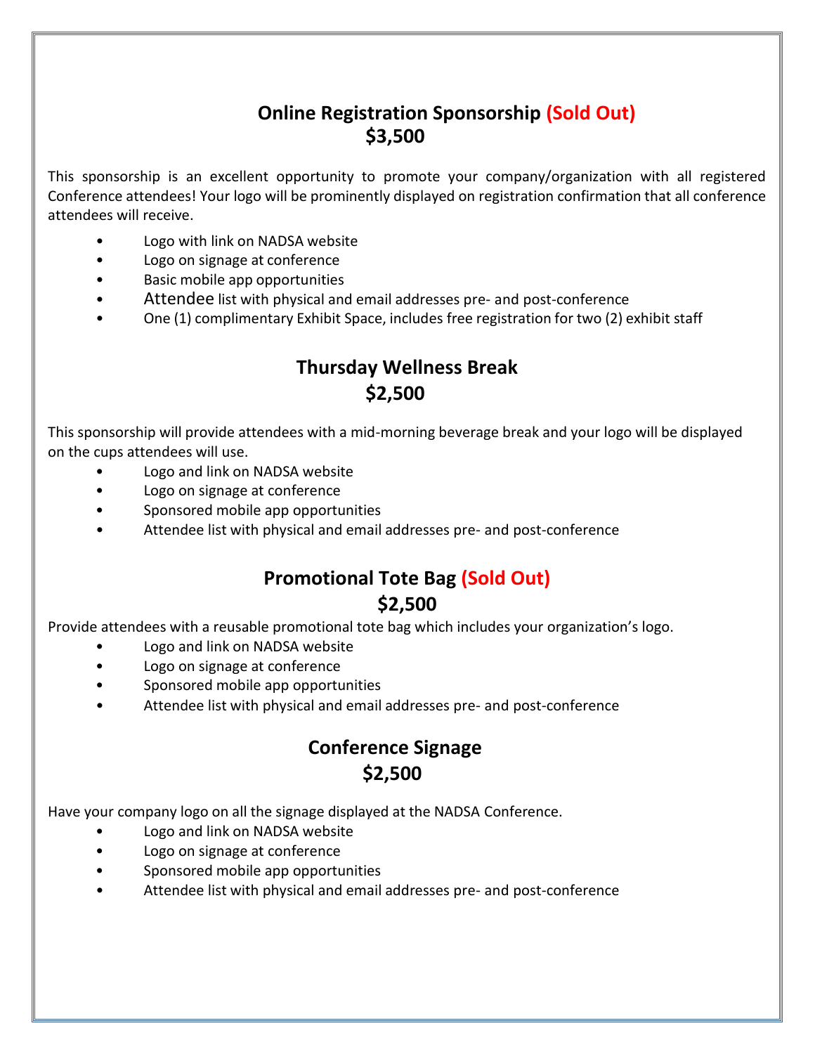## Online Registration Sponsorship (Sold Out)
## $3,500

This sponsorship is an excellent opportunity to promote your company/organization with all registered Conference attendees! Your logo will be prominently displayed on registration confirmation that all conference attendees will receive.

- Logo with link on NADSA website
- Logo on signage at conference
- Basic mobile app opportunities
- Attendee list with physical and email addresses pre- and post-conference
- One (1) complimentary Exhibit Space, includes free registration for two (2) exhibit staff

## Thursday Wellness Break
## $2,500

This sponsorship will provide attendees with a mid-morning beverage break and your logo will be displayed on the cups attendees will use.

- Logo and link on NADSA website
- Logo on signage at conference
- Sponsored mobile app opportunities
- Attendee list with physical and email addresses pre- and post-conference

## Promotional Tote Bag (Sold Out)
## $2,500

Provide attendees with a reusable promotional tote bag which includes your organization's logo.

- Logo and link on NADSA website
- Logo on signage at conference
- Sponsored mobile app opportunities
- Attendee list with physical and email addresses pre- and post-conference

## Conference Signage
## $2,500

Have your company logo on all the signage displayed at the NADSA Conference.

- Logo and link on NADSA website
- Logo on signage at conference
- Sponsored mobile app opportunities
- Attendee list with physical and email addresses pre- and post-conference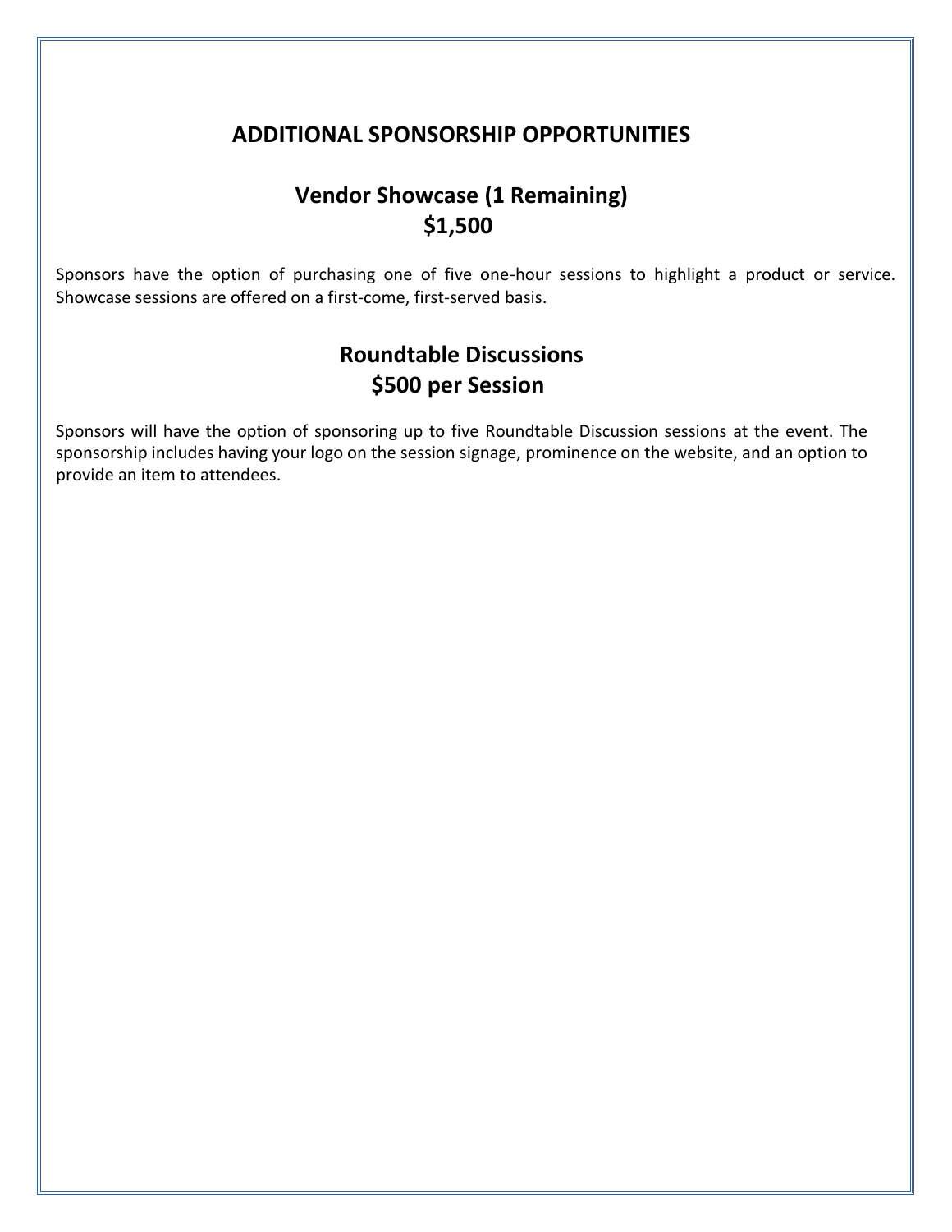# ADDITIONAL SPONSORSHIP OPPORTUNITIES

## Vendor Showcase (1 Remaining)
## $1,500

Sponsors have the option of purchasing one of five one-hour sessions to highlight a product or service. Showcase sessions are offered on a first-come, first-served basis.

## Roundtable Discussions
## $500 per Session

Sponsors will have the option of sponsoring up to five Roundtable Discussion sessions at the event. The sponsorship includes having your logo on the session signage, prominence on the website, and an option to provide an item to attendees.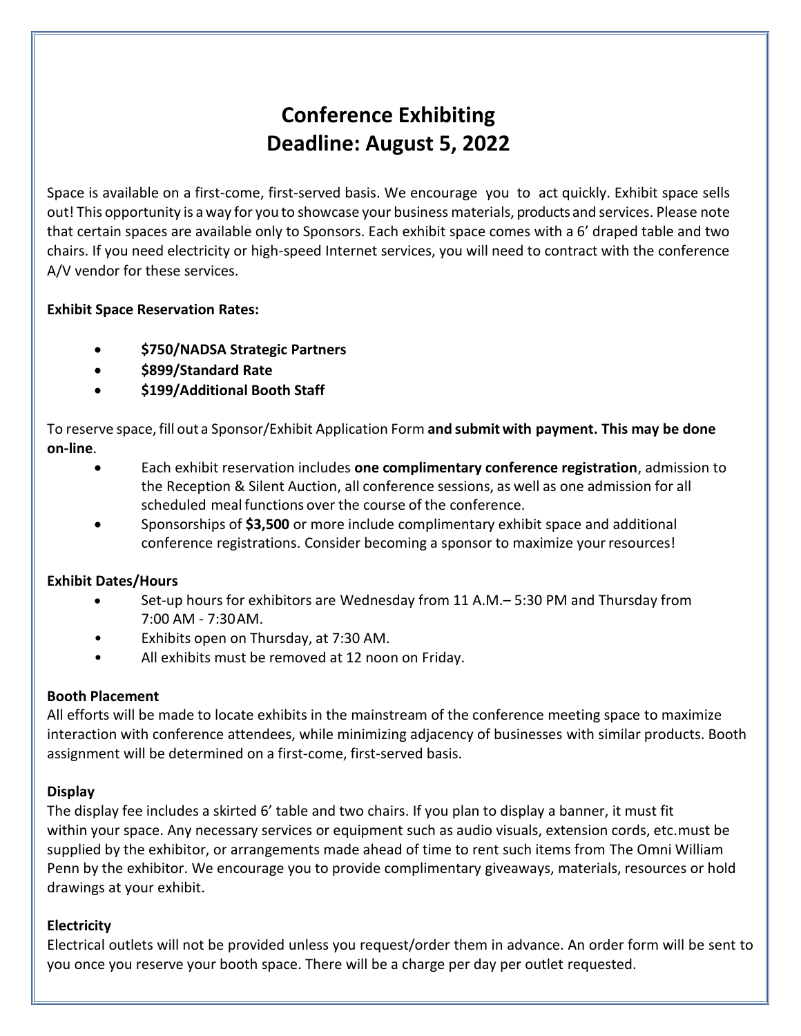# Conference Exhibiting
# Deadline: August 5, 2022

Space is available on a first-come, first-served basis. We encourage you to act quickly. Exhibit space sells out! This opportunity is a way for you to showcase your business materials, products and services. Please note that certain spaces are available only to Sponsors. Each exhibit space comes with a 6' draped table and two chairs. If you need electricity or high-speed Internet services, you will need to contract with the conference A/V vendor for these services.

**Exhibit Space Reservation Rates:**

- **$750/NADSA Strategic Partners**
- **$899/Standard Rate**
- **$199/Additional Booth Staff**

To reserve space, fill out a Sponsor/Exhibit Application Form **and submit with payment. This may be done on-line**.

- Each exhibit reservation includes **one complimentary conference registration**, admission to the Reception & Silent Auction, all conference sessions, as well as one admission for all scheduled meal functions over the course of the conference.
- Sponsorships of **$3,500** or more include complimentary exhibit space and additional conference registrations. Consider becoming a sponsor to maximize your resources!

**Exhibit Dates/Hours**

- Set-up hours for exhibitors are Wednesday from 11 A.M.– 5:30 PM and Thursday from 7:00 AM - 7:30AM.
- Exhibits open on Thursday, at 7:30 AM.
- All exhibits must be removed at 12 noon on Friday.

**Booth Placement**

All efforts will be made to locate exhibits in the mainstream of the conference meeting space to maximize interaction with conference attendees, while minimizing adjacency of businesses with similar products. Booth assignment will be determined on a first-come, first-served basis.

**Display**

The display fee includes a skirted 6' table and two chairs. If you plan to display a banner, it must fit within your space. Any necessary services or equipment such as audio visuals, extension cords, etc.must be supplied by the exhibitor, or arrangements made ahead of time to rent such items from The Omni William Penn by the exhibitor. We encourage you to provide complimentary giveaways, materials, resources or hold drawings at your exhibit.

**Electricity**

Electrical outlets will not be provided unless you request/order them in advance. An order form will be sent to you once you reserve your booth space. There will be a charge per day per outlet requested.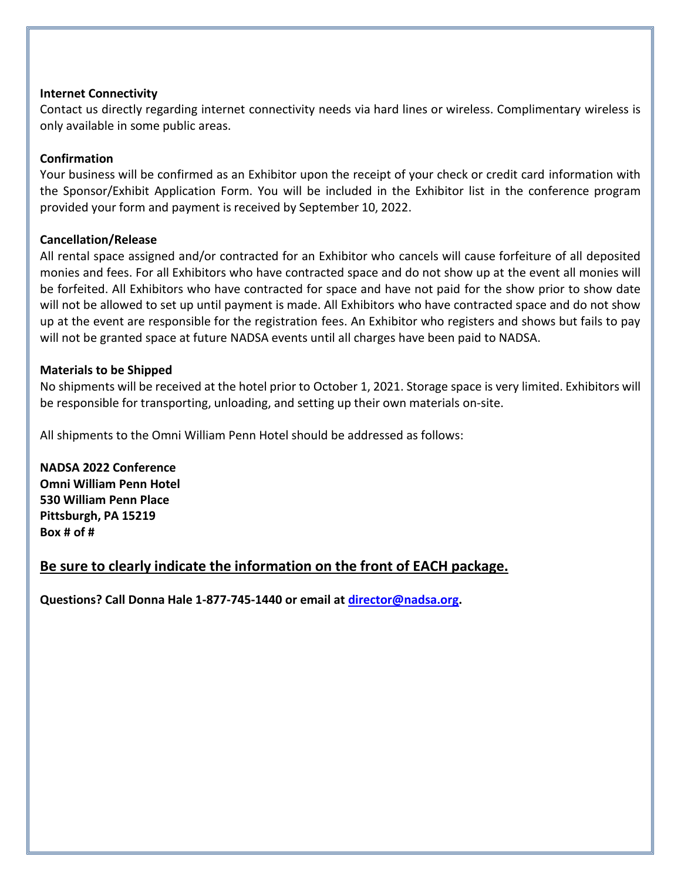**Internet Connectivity**

Contact us directly regarding internet connectivity needs via hard lines or wireless. Complimentary wireless is only available in some public areas.

**Confirmation**

Your business will be confirmed as an Exhibitor upon the receipt of your check or credit card information with the Sponsor/Exhibit Application Form. You will be included in the Exhibitor list in the conference program provided your form and payment is received by September 10, 2022.

**Cancellation/Release**

All rental space assigned and/or contracted for an Exhibitor who cancels will cause forfeiture of all deposited monies and fees. For all Exhibitors who have contracted space and do not show up at the event all monies will be forfeited. All Exhibitors who have contracted for space and have not paid for the show prior to show date will not be allowed to set up until payment is made. All Exhibitors who have contracted space and do not show up at the event are responsible for the registration fees. An Exhibitor who registers and shows but fails to pay will not be granted space at future NADSA events until all charges have been paid to NADSA.

**Materials to be Shipped**

No shipments will be received at the hotel prior to October 1, 2021. Storage space is very limited. Exhibitors will be responsible for transporting, unloading, and setting up their own materials on-site.

All shipments to the Omni William Penn Hotel should be addressed as follows:

**NADSA 2022 Conference**
**Omni William Penn Hotel**
**530 William Penn Place**
**Pittsburgh, PA 15219**
**Box # of #**

## Be sure to clearly indicate the information on the front of EACH package.

**Questions? Call Donna Hale 1-877-745-1440 or email at director@nadsa.org.**